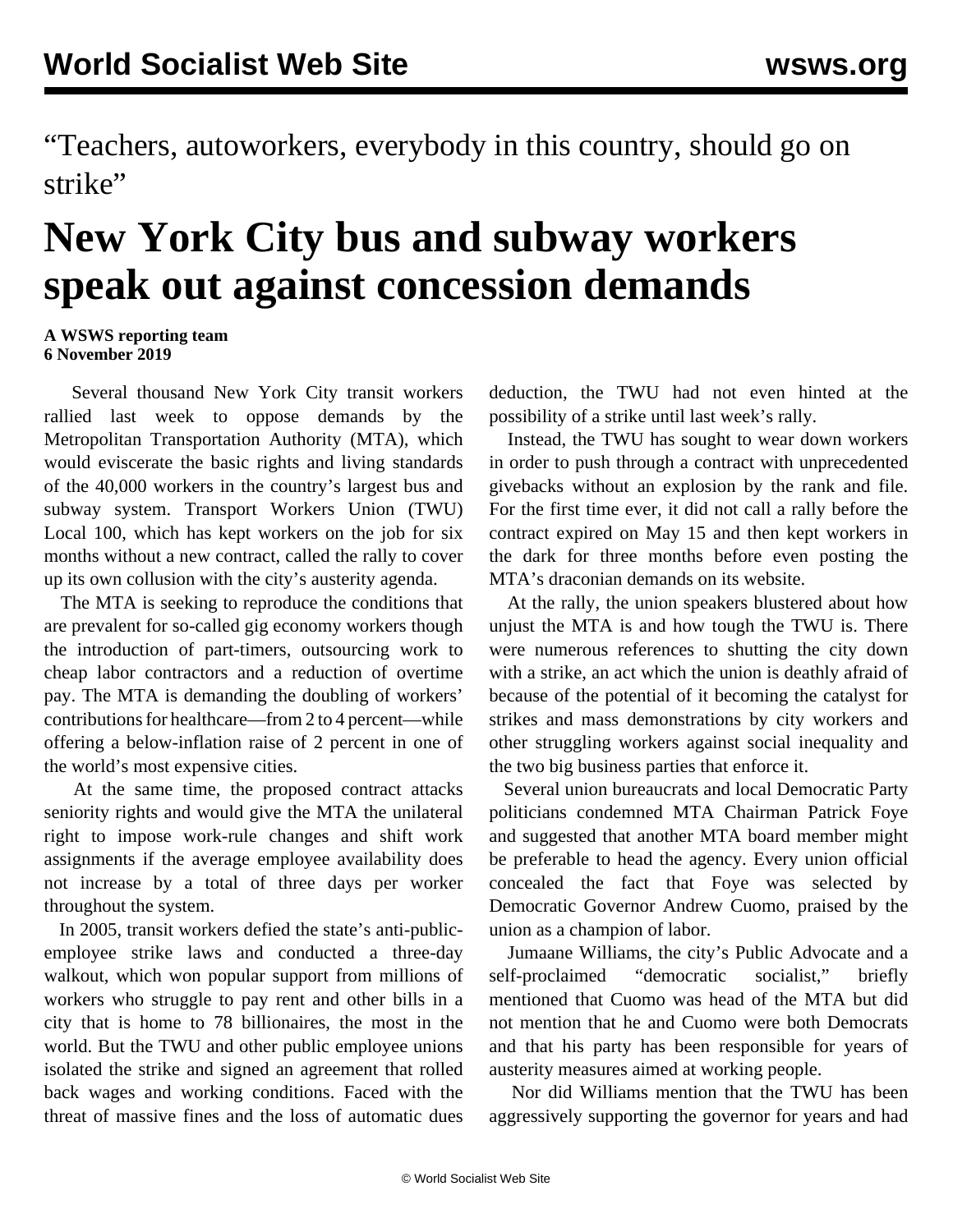“Teachers, autoworkers, everybody in this country, should go on strike”

# New York City bus and subway workers speak out against concession demands

**A WSWS reporting team**
**6 November 2019**

Several thousand New York City transit workers rallied last week to oppose demands by the Metropolitan Transportation Authority (MTA), which would eviscerate the basic rights and living standards of the 40,000 workers in the country’s largest bus and subway system. Transport Workers Union (TWU) Local 100, which has kept workers on the job for six months without a new contract, called the rally to cover up its own collusion with the city’s austerity agenda.

The MTA is seeking to reproduce the conditions that are prevalent for so-called gig economy workers though the introduction of part-timers, outsourcing work to cheap labor contractors and a reduction of overtime pay. The MTA is demanding the doubling of workers’ contributions for healthcare—from 2 to 4 percent—while offering a below-inflation raise of 2 percent in one of the world’s most expensive cities.

At the same time, the proposed contract attacks seniority rights and would give the MTA the unilateral right to impose work-rule changes and shift work assignments if the average employee availability does not increase by a total of three days per worker throughout the system.

In 2005, transit workers defied the state’s anti-public-employee strike laws and conducted a three-day walkout, which won popular support from millions of workers who struggle to pay rent and other bills in a city that is home to 78 billionaires, the most in the world. But the TWU and other public employee unions isolated the strike and signed an agreement that rolled back wages and working conditions. Faced with the threat of massive fines and the loss of automatic dues deduction, the TWU had not even hinted at the possibility of a strike until last week’s rally.

Instead, the TWU has sought to wear down workers in order to push through a contract with unprecedented givebacks without an explosion by the rank and file. For the first time ever, it did not call a rally before the contract expired on May 15 and then kept workers in the dark for three months before even posting the MTA’s draconian demands on its website.

At the rally, the union speakers blustered about how unjust the MTA is and how tough the TWU is. There were numerous references to shutting the city down with a strike, an act which the union is deathly afraid of because of the potential of it becoming the catalyst for strikes and mass demonstrations by city workers and other struggling workers against social inequality and the two big business parties that enforce it.

Several union bureaucrats and local Democratic Party politicians condemned MTA Chairman Patrick Foye and suggested that another MTA board member might be preferable to head the agency. Every union official concealed the fact that Foye was selected by Democratic Governor Andrew Cuomo, praised by the union as a champion of labor.

Jumaane Williams, the city’s Public Advocate and a self-proclaimed “democratic socialist,” briefly mentioned that Cuomo was head of the MTA but did not mention that he and Cuomo were both Democrats and that his party has been responsible for years of austerity measures aimed at working people.

Nor did Williams mention that the TWU has been aggressively supporting the governor for years and had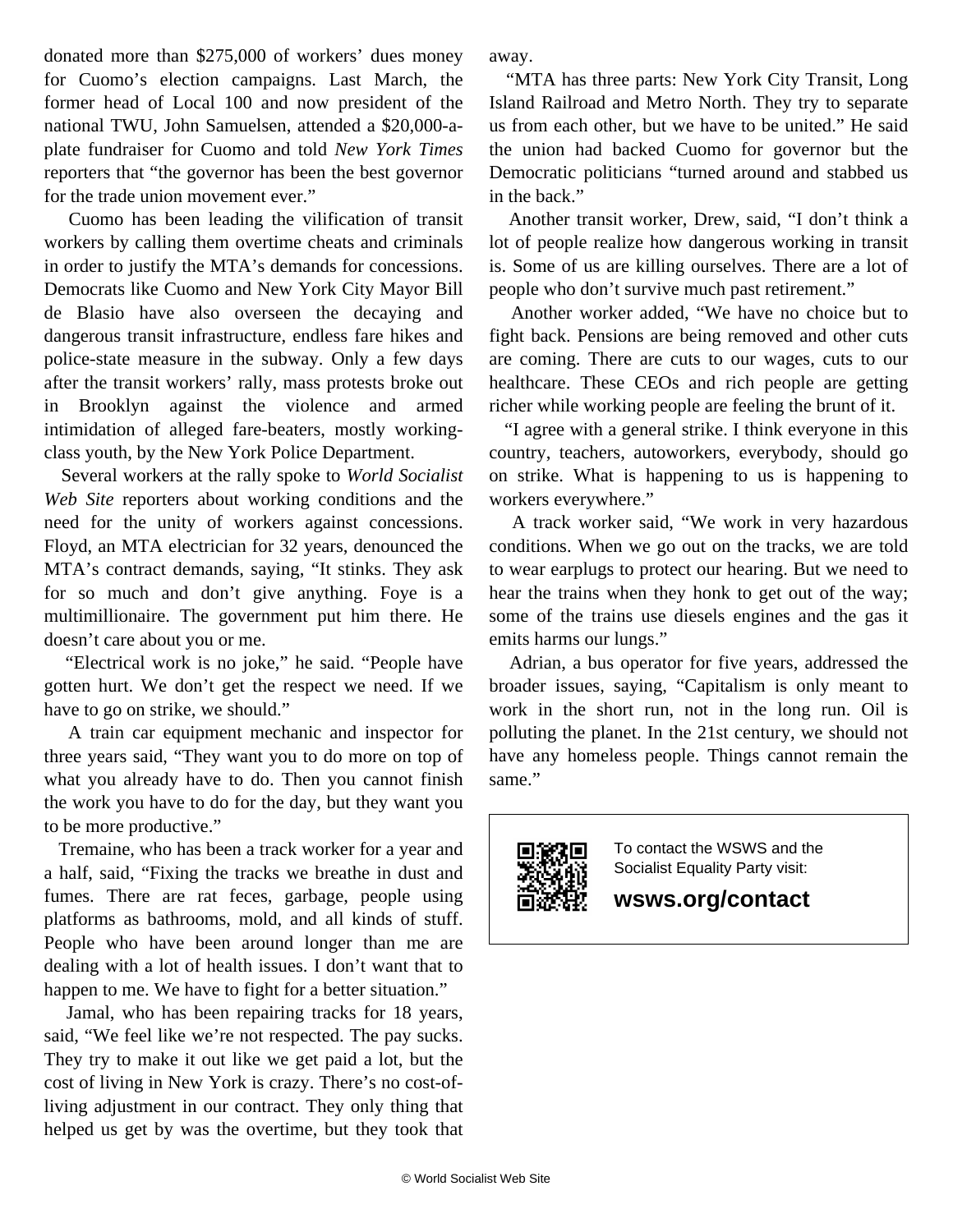donated more than $275,000 of workers' dues money for Cuomo's election campaigns. Last March, the former head of Local 100 and now president of the national TWU, John Samuelsen, attended a $20,000-a-plate fundraiser for Cuomo and told *New York Times* reporters that "the governor has been the best governor for the trade union movement ever."

Cuomo has been leading the vilification of transit workers by calling them overtime cheats and criminals in order to justify the MTA's demands for concessions. Democrats like Cuomo and New York City Mayor Bill de Blasio have also overseen the decaying and dangerous transit infrastructure, endless fare hikes and police-state measure in the subway. Only a few days after the transit workers' rally, mass protests broke out in Brooklyn against the violence and armed intimidation of alleged fare-beaters, mostly working-class youth, by the New York Police Department.

Several workers at the rally spoke to *World Socialist Web Site* reporters about working conditions and the need for the unity of workers against concessions. Floyd, an MTA electrician for 32 years, denounced the MTA's contract demands, saying, "It stinks. They ask for so much and don't give anything. Foye is a multimillionaire. The government put him there. He doesn't care about you or me.

"Electrical work is no joke," he said. "People have gotten hurt. We don't get the respect we need. If we have to go on strike, we should."

A train car equipment mechanic and inspector for three years said, "They want you to do more on top of what you already have to do. Then you cannot finish the work you have to do for the day, but they want you to be more productive."

Tremaine, who has been a track worker for a year and a half, said, "Fixing the tracks we breathe in dust and fumes. There are rat feces, garbage, people using platforms as bathrooms, mold, and all kinds of stuff. People who have been around longer than me are dealing with a lot of health issues. I don't want that to happen to me. We have to fight for a better situation."

Jamal, who has been repairing tracks for 18 years, said, "We feel like we're not respected. The pay sucks. They try to make it out like we get paid a lot, but the cost of living in New York is crazy. There's no cost-of-living adjustment in our contract. They only thing that helped us get by was the overtime, but they took that away.

"MTA has three parts: New York City Transit, Long Island Railroad and Metro North. They try to separate us from each other, but we have to be united." He said the union had backed Cuomo for governor but the Democratic politicians "turned around and stabbed us in the back."

Another transit worker, Drew, said, "I don't think a lot of people realize how dangerous working in transit is. Some of us are killing ourselves. There are a lot of people who don't survive much past retirement."

Another worker added, "We have no choice but to fight back. Pensions are being removed and other cuts are coming. There are cuts to our wages, cuts to our healthcare. These CEOs and rich people are getting richer while working people are feeling the brunt of it.

"I agree with a general strike. I think everyone in this country, teachers, autoworkers, everybody, should go on strike. What is happening to us is happening to workers everywhere."

A track worker said, "We work in very hazardous conditions. When we go out on the tracks, we are told to wear earplugs to protect our hearing. But we need to hear the trains when they honk to get out of the way; some of the trains use diesels engines and the gas it emits harms our lungs."

Adrian, a bus operator for five years, addressed the broader issues, saying, "Capitalism is only meant to work in the short run, not in the long run. Oil is polluting the planet. In the 21st century, we should not have any homeless people. Things cannot remain the same."

To contact the WSWS and the Socialist Equality Party visit:

**wsws.org/contact**